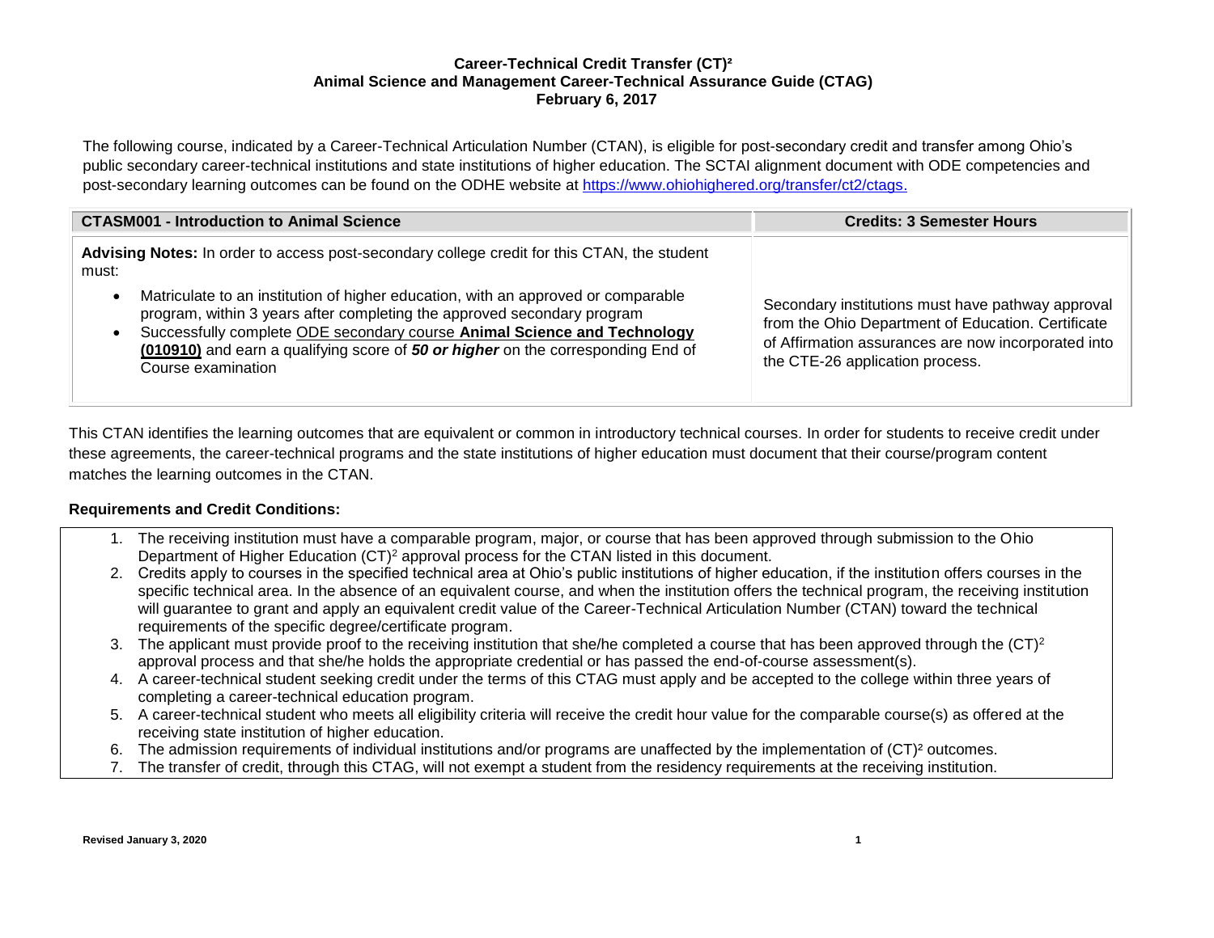# Career-Technical Credit Transfer (CT)²
## Animal Science and Management Career-Technical Assurance Guide (CTAG)
### February 6, 2017

The following course, indicated by a Career-Technical Articulation Number (CTAN), is eligible for post-secondary credit and transfer among Ohio's public secondary career-technical institutions and state institutions of higher education. The SCTAI alignment document with ODE competencies and post-secondary learning outcomes can be found on the ODHE website at https://www.ohiohighered.org/transfer/ct2/ctags.

| CTASM001 - Introduction to Animal Science | Credits: 3 Semester Hours |
|---|---|
| **Advising Notes:** In order to access post-secondary college credit for this CTAN, the student must:<br>• Matriculate to an institution of higher education, with an approved or comparable program, within 3 years after completing the approved secondary program<br>• Successfully complete ODE secondary course **Animal Science and Technology (010910)** and earn a qualifying score of ***50 or higher*** on the corresponding End of Course examination | Secondary institutions must have pathway approval from the Ohio Department of Education. Certificate of Affirmation assurances are now incorporated into the CTE-26 application process. |

This CTAN identifies the learning outcomes that are equivalent or common in introductory technical courses. In order for students to receive credit under these agreements, the career-technical programs and the state institutions of higher education must document that their course/program content matches the learning outcomes in the CTAN.

**Requirements and Credit Conditions:**

1. The receiving institution must have a comparable program, major, or course that has been approved through submission to the Ohio Department of Higher Education (CT)² approval process for the CTAN listed in this document.
2. Credits apply to courses in the specified technical area at Ohio's public institutions of higher education, if the institution offers courses in the specific technical area. In the absence of an equivalent course, and when the institution offers the technical program, the receiving institution will guarantee to grant and apply an equivalent credit value of the Career-Technical Articulation Number (CTAN) toward the technical requirements of the specific degree/certificate program.
3. The applicant must provide proof to the receiving institution that she/he completed a course that has been approved through the (CT)² approval process and that she/he holds the appropriate credential or has passed the end-of-course assessment(s).
4. A career-technical student seeking credit under the terms of this CTAG must apply and be accepted to the college within three years of completing a career-technical education program.
5. A career-technical student who meets all eligibility criteria will receive the credit hour value for the comparable course(s) as offered at the receiving state institution of higher education.
6. The admission requirements of individual institutions and/or programs are unaffected by the implementation of (CT)² outcomes.
7. The transfer of credit, through this CTAG, will not exempt a student from the residency requirements at the receiving institution.

**Revised January 3, 2020**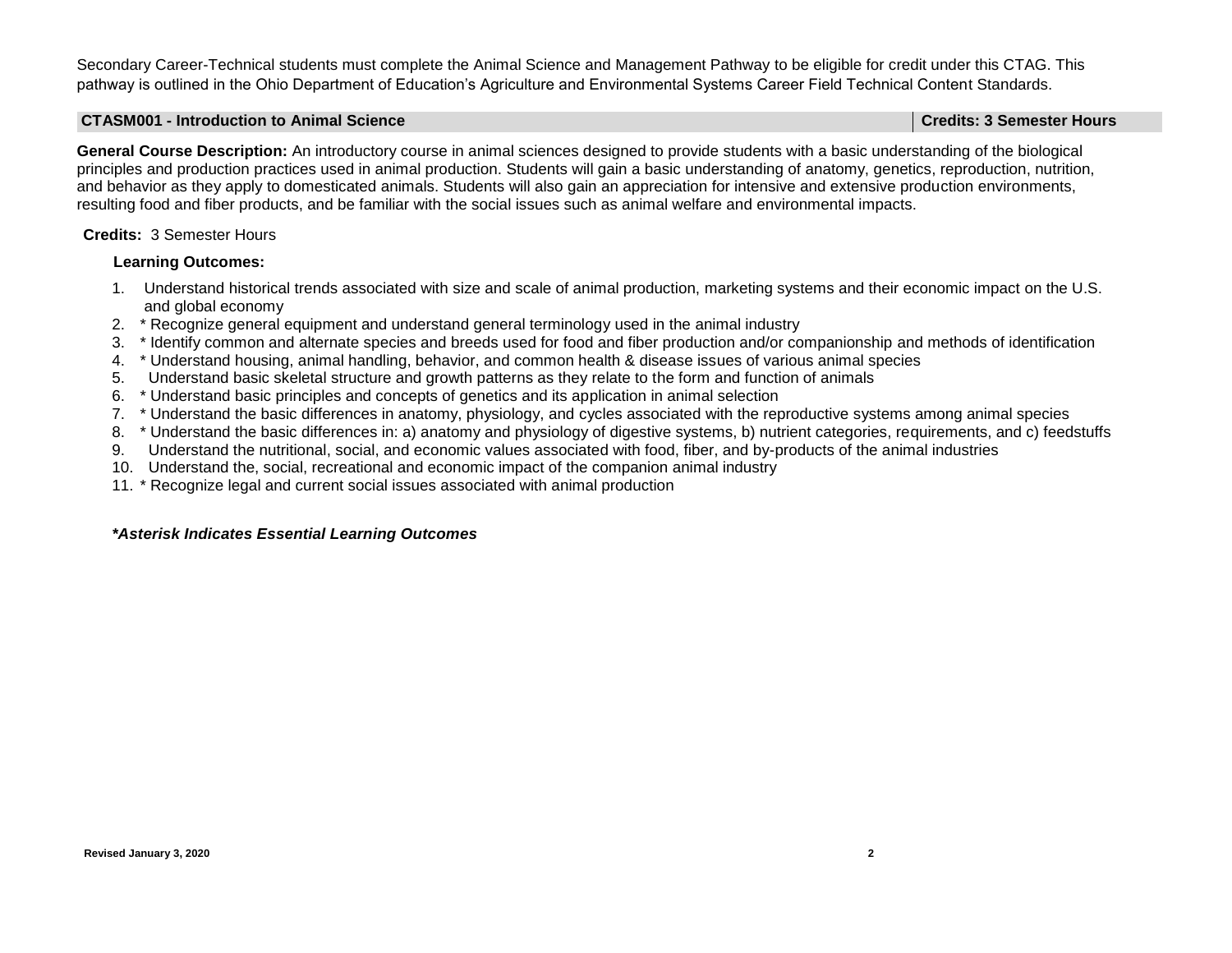Secondary Career-Technical students must complete the Animal Science and Management Pathway to be eligible for credit under this CTAG. This pathway is outlined in the Ohio Department of Education's Agriculture and Environmental Systems Career Field Technical Content Standards.

| CTASM001 - Introduction to Animal Science | Credits: 3 Semester Hours |
| --- | --- |

**General Course Description:** An introductory course in animal sciences designed to provide students with a basic understanding of the biological principles and production practices used in animal production. Students will gain a basic understanding of anatomy, genetics, reproduction, nutrition, and behavior as they apply to domesticated animals. Students will also gain an appreciation for intensive and extensive production environments, resulting food and fiber products, and be familiar with the social issues such as animal welfare and environmental impacts.

**Credits:** 3 Semester Hours

**Learning Outcomes:**

1. Understand historical trends associated with size and scale of animal production, marketing systems and their economic impact on the U.S. and global economy
2. * Recognize general equipment and understand general terminology used in the animal industry
3. * Identify common and alternate species and breeds used for food and fiber production and/or companionship and methods of identification
4. * Understand housing, animal handling, behavior, and common health & disease issues of various animal species
5. Understand basic skeletal structure and growth patterns as they relate to the form and function of animals
6. * Understand basic principles and concepts of genetics and its application in animal selection
7. * Understand the basic differences in anatomy, physiology, and cycles associated with the reproductive systems among animal species
8. * Understand the basic differences in: a) anatomy and physiology of digestive systems, b) nutrient categories, requirements, and c) feedstuffs
9. Understand the nutritional, social, and economic values associated with food, fiber, and by-products of the animal industries
10. Understand the, social, recreational and economic impact of the companion animal industry
11. * Recognize legal and current social issues associated with animal production

***Asterisk Indicates Essential Learning Outcomes***

Revised January 3, 2020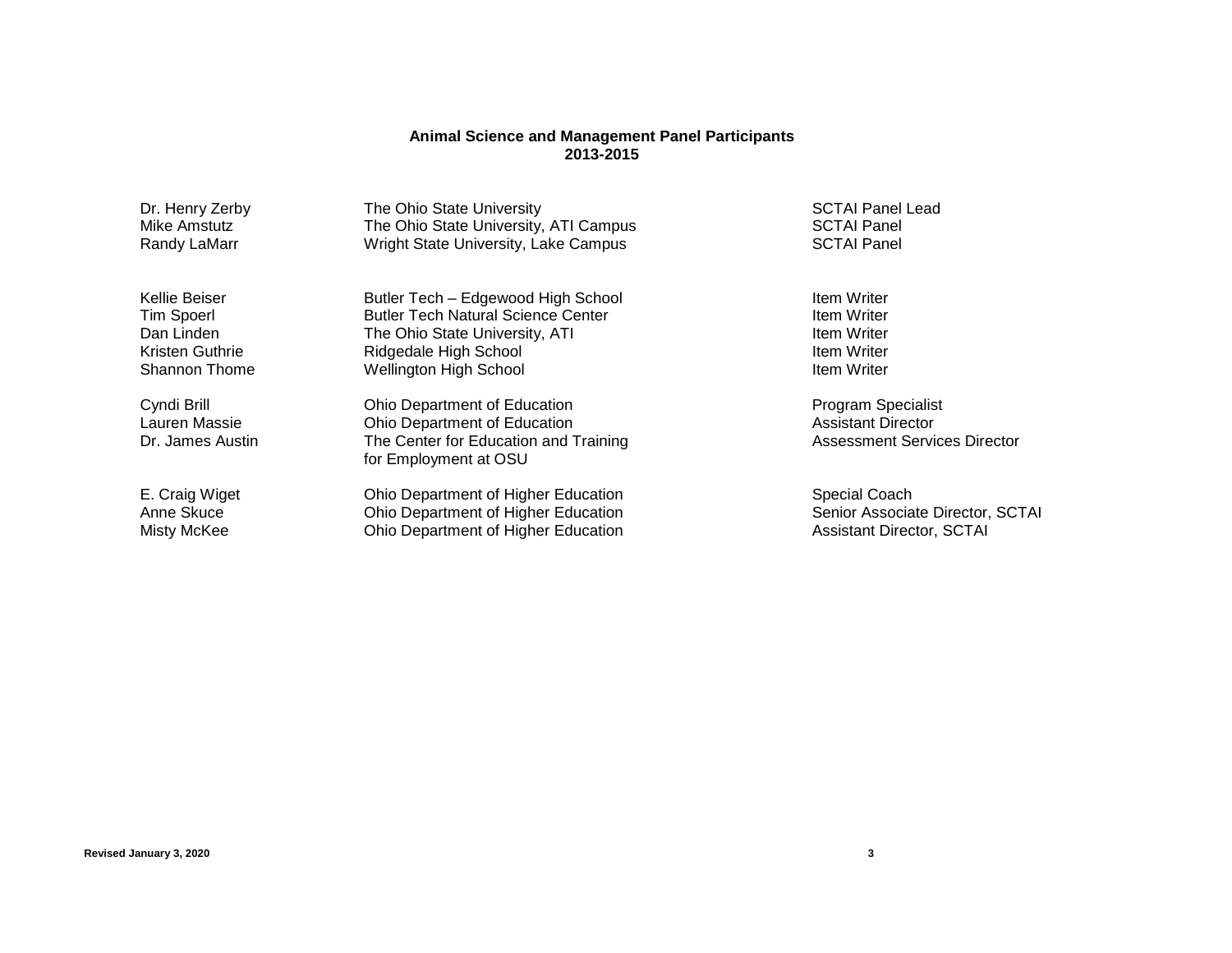**Animal Science and Management Panel Participants**
**2013-2015**

| | | |
|---|---|---|
| Dr. Henry Zerby | The Ohio State University | SCTAI Panel Lead |
| Mike Amstutz | The Ohio State University, ATI Campus | SCTAI Panel |
| Randy LaMarr | Wright State University, Lake Campus | SCTAI Panel |
| | | |
| Kellie Beiser | Butler Tech – Edgewood High School | Item Writer |
| Tim Spoerl | Butler Tech Natural Science Center | Item Writer |
| Dan Linden | The Ohio State University, ATI | Item Writer |
| Kristen Guthrie | Ridgedale High School | Item Writer |
| Shannon Thome | Wellington High School | Item Writer |
| | | |
| Cyndi Brill | Ohio Department of Education | Program Specialist |
| Lauren Massie | Ohio Department of Education | Assistant Director |
| Dr. James Austin | The Center for Education and Training for Employment at OSU | Assessment Services Director |
| | | |
| E. Craig Wiget | Ohio Department of Higher Education | Special Coach |
| Anne Skuce | Ohio Department of Higher Education | Senior Associate Director, SCTAI |
| Misty McKee | Ohio Department of Higher Education | Assistant Director, SCTAI |

**Revised January 3, 2020**